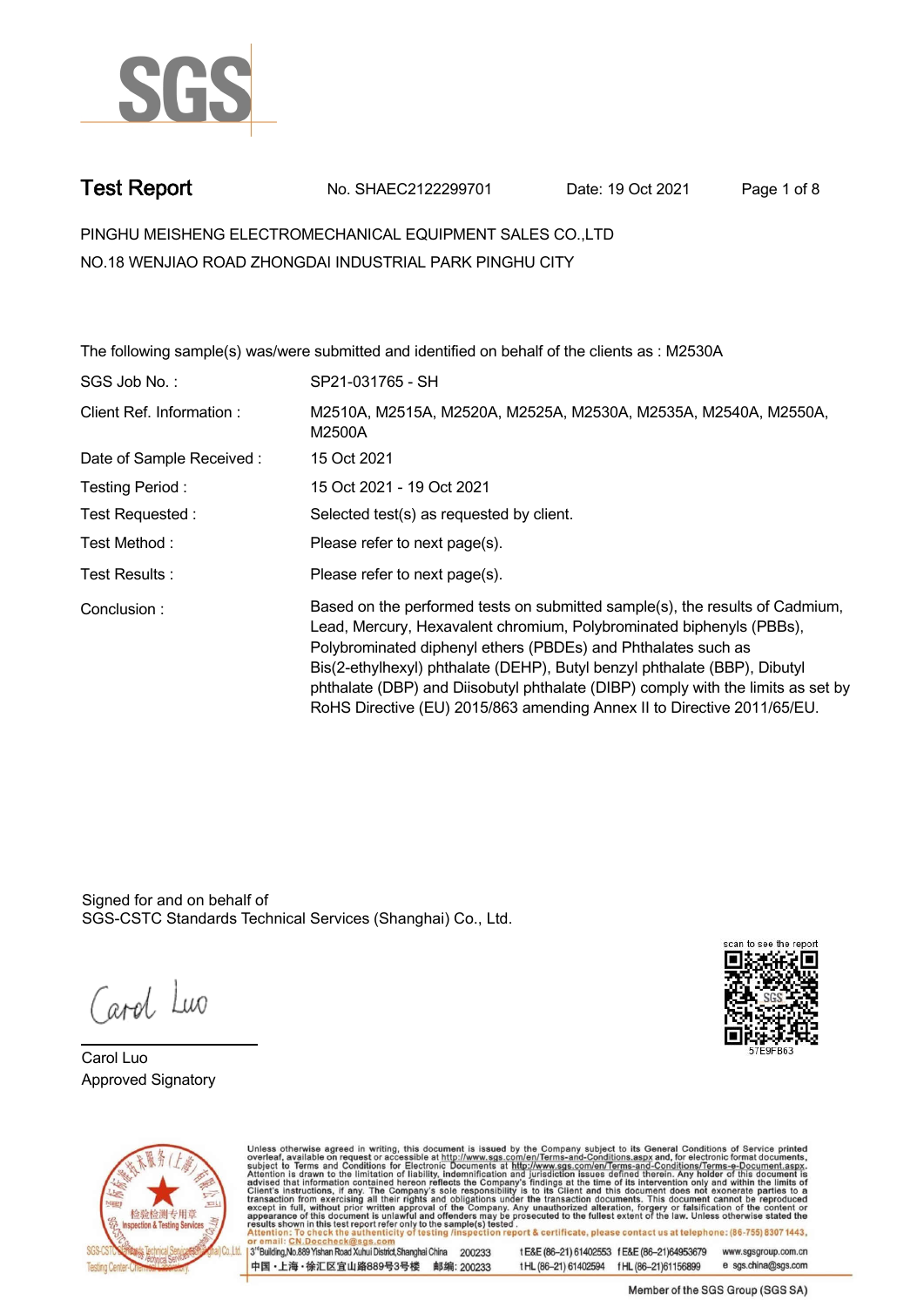# Test Report

No. SHAEC2122299701 Date: 19 Oct 2021

PINGHU MEISHENG ELECTROMECHANICAL EQUIPMENT SALES CO.,LTD
NO.18 WENJIAO ROAD ZHONGDAI INDUSTRIAL PARK PINGHU CITY

The following sample(s) was/were submitted and identified on behalf of the clients as : M2530A

| | |
|---|---|
| SGS Job No. : | SP21-031765 - SH |
| Client Ref. Information : | M2510A, M2515A, M2520A, M2525A, M2530A, M2535A, M2540A, M2550A, M2500A |
| Date of Sample Received : | 15 Oct 2021 |
| Testing Period : | 15 Oct 2021 - 19 Oct 2021 |
| Test Requested : | Selected test(s) as requested by client. |
| Test Method : | Please refer to next page(s). |
| Test Results : | Please refer to next page(s). |
| Conclusion : | Based on the performed tests on submitted sample(s), the results of Cadmium, Lead, Mercury, Hexavalent chromium, Polybrominated biphenyls (PBBs), Polybrominated diphenyl ethers (PBDEs) and Phthalates such as Bis(2-ethylhexyl) phthalate (DEHP), Butyl benzyl phthalate (BBP), Dibutyl phthalate (DBP) and Diisobutyl phthalate (DIBP) comply with the limits as set by RoHS Directive (EU) 2015/863 amending Annex II to Directive 2011/65/EU. |

Signed for and on behalf of
SGS-CSTC Standards Technical Services (Shanghai) Co., Ltd.

Carol Luo
Approved Signatory

scan to see the report
57E9FB63

Unless otherwise agreed in writing, this document is issued by the Company subject to its General Conditions of Service printed overleaf, available on request or accessible at http://www.sgs.com/en/Terms-and-Conditions.aspx and, for electronic format documents, subject to Terms and Conditions for Electronic Documents at http://www.sgs.com/en/Terms-and-Conditions/Terms-e-Document.aspx. Attention is drawn to the limitation of liability, indemnification and jurisdiction issues defined therein. Any holder of this document is advised that information contained hereon reflects the Company's findings at the time of its intervention only and within the limits of Client's instructions, if any. The Company's sole responsibility is to its Client and this document does not exonerate parties to a transaction from exercising all their rights and obligations under the transaction documents. This document cannot be reproduced except in full, without prior written approval of the Company. Any unauthorized alteration, forgery or falsification of the content or appearance of this document is unlawful and offenders may be prosecuted to the fullest extent of the law. Unless otherwise stated the results shown in this test report refer only to the sample(s) tested.
Attention: To check the authenticity of testing /inspection report & certificate, please contact us at telephone: (86-755) 8307 1443, or email: CN.Doccheck@sgs.com

3rd Building,No.889 Yishan Road Xuhui District,Shanghai China 200233 t E&E (86-21) 61402553 f E&E (86-21)64953679 www.sgsgroup.com.cn
中国・上海・徐汇区宜山路889号3号楼 邮编: 200233 t HL (86-21) 61402594 f HL (86-21)61156899 e sgs.china@sgs.com

Member of the SGS Group (SGS SA)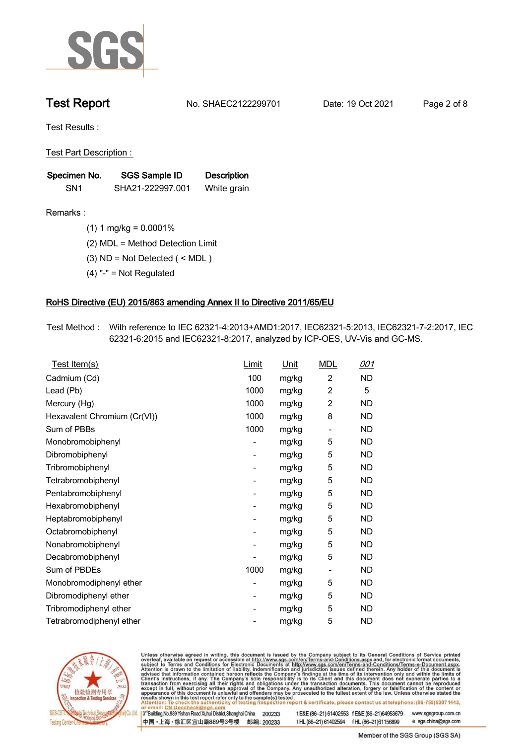# Test Report

No. SHAEC2122299701 Date: 19 Oct 2021

Test Results :

Test Part Description :

| Specimen No. | SGS Sample ID | Description |
|---|---|---|
| SN1 | SHA21-222997.001 | White grain |

Remarks :

(1) 1 mg/kg = 0.0001%

(2) MDL = Method Detection Limit

(3) ND = Not Detected ( < MDL )

(4) "-" = Not Regulated

## RoHS Directive (EU) 2015/863 amending Annex II to Directive 2011/65/EU

Test Method : With reference to IEC 62321-4:2013+AMD1:2017, IEC62321-5:2013, IEC62321-7-2:2017, IEC 62321-6:2015 and IEC62321-8:2017, analyzed by ICP-OES, UV-Vis and GC-MS.

| Test Item(s) | Limit | Unit | MDL | 001 |
|---|---|---|---|---|
| Cadmium (Cd) | 100 | mg/kg | 2 | ND |
| Lead (Pb) | 1000 | mg/kg | 2 | 5 |
| Mercury (Hg) | 1000 | mg/kg | 2 | ND |
| Hexavalent Chromium (Cr(VI)) | 1000 | mg/kg | 8 | ND |
| Sum of PBBs | 1000 | mg/kg | - | ND |
| Monobromobiphenyl | - | mg/kg | 5 | ND |
| Dibromobiphenyl | - | mg/kg | 5 | ND |
| Tribromobiphenyl | - | mg/kg | 5 | ND |
| Tetrabromobiphenyl | - | mg/kg | 5 | ND |
| Pentabromobiphenyl | - | mg/kg | 5 | ND |
| Hexabromobiphenyl | - | mg/kg | 5 | ND |
| Heptabromobiphenyl | - | mg/kg | 5 | ND |
| Octabromobiphenyl | - | mg/kg | 5 | ND |
| Nonabromobiphenyl | - | mg/kg | 5 | ND |
| Decabromobiphenyl | - | mg/kg | 5 | ND |
| Sum of PBDEs | 1000 | mg/kg | - | ND |
| Monobromodiphenyl ether | - | mg/kg | 5 | ND |
| Dibromodiphenyl ether | - | mg/kg | 5 | ND |
| Tribromodiphenyl ether | - | mg/kg | 5 | ND |
| Tetrabromodiphenyl ether | - | mg/kg | 5 | ND |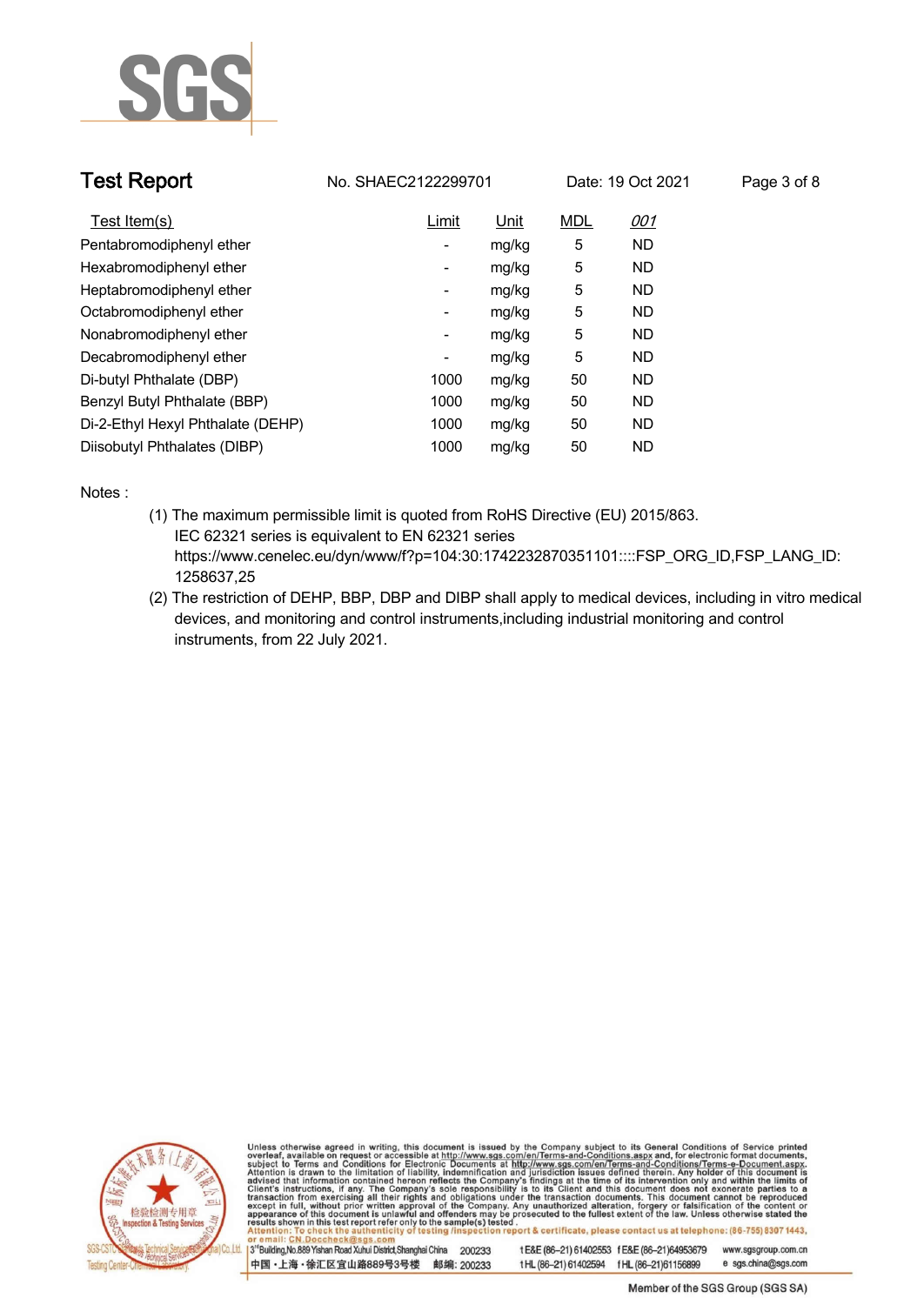| Test Item(s) | Limit | Unit | MDL | *001* |
|---|---|---|---|---|
| Pentabromodiphenyl ether | - | mg/kg | 5 | ND |
| Hexabromodiphenyl ether | - | mg/kg | 5 | ND |
| Heptabromodiphenyl ether | - | mg/kg | 5 | ND |
| Octabromodiphenyl ether | - | mg/kg | 5 | ND |
| Nonabromodiphenyl ether | - | mg/kg | 5 | ND |
| Decabromodiphenyl ether | - | mg/kg | 5 | ND |
| Di-butyl Phthalate (DBP) | 1000 | mg/kg | 50 | ND |
| Benzyl Butyl Phthalate (BBP) | 1000 | mg/kg | 50 | ND |
| Di-2-Ethyl Hexyl Phthalate (DEHP) | 1000 | mg/kg | 50 | ND |
| Diisobutyl Phthalates (DIBP) | 1000 | mg/kg | 50 | ND |

Notes :

(1) The maximum permissible limit is quoted from RoHS Directive (EU) 2015/863.
IEC 62321 series is equivalent to EN 62321 series
https://www.cenelec.eu/dyn/www/f?p=104:30:1742232870351101::::FSP_ORG_ID,FSP_LANG_ID:1258637,25

(2) The restriction of DEHP, BBP, DBP and DIBP shall apply to medical devices, including in vitro medical devices, and monitoring and control instruments,including industrial monitoring and control instruments, from 22 July 2021.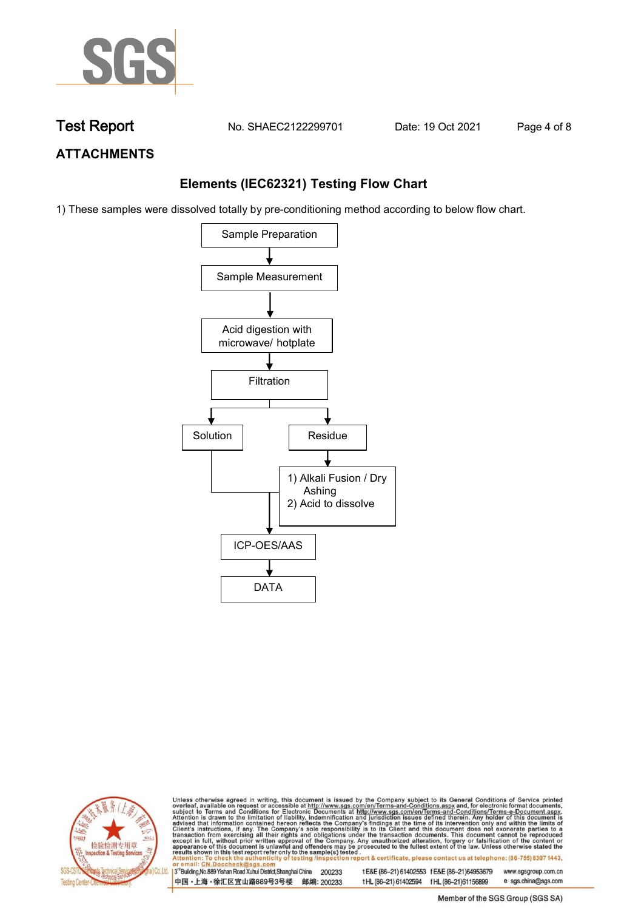**Test Report** No. SHAEC2122299701 Date: 19 Oct 2021

## ATTACHMENTS

### Elements (IEC62321) Testing Flow Chart

1) These samples were dissolved totally by pre-conditioning method according to below flow chart.

Sample Preparation
↓
Sample Measurement
↓
Acid digestion with microwave/ hotplate
↓
Filtration
↓ ↓
Solution | Residue
↓
1) Alkali Fusion / Dry Ashing
2) Acid to dissolve
↓
ICP-OES/AAS
↓
DATA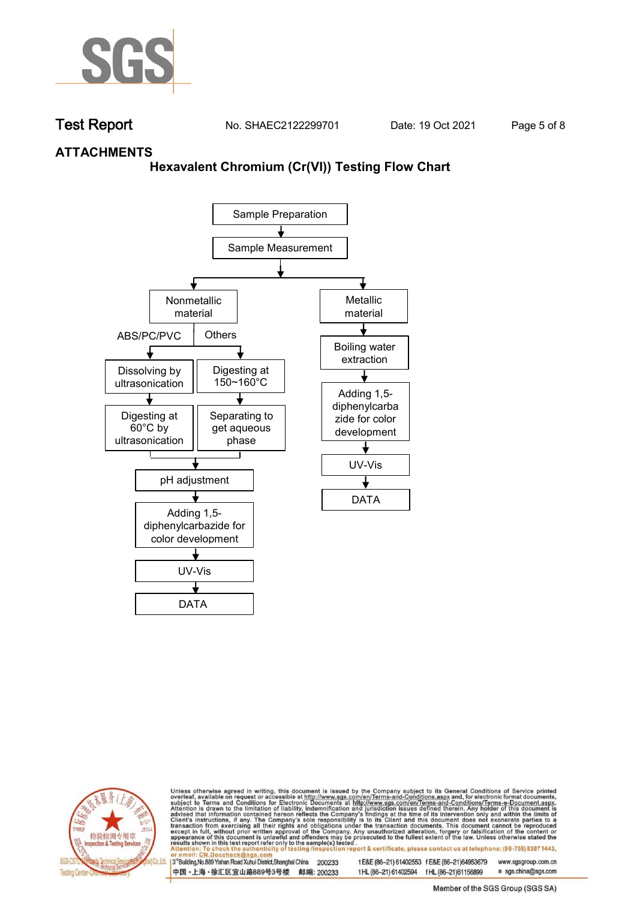## ATTACHMENTS

### Hexavalent Chromium (Cr(VI)) Testing Flow Chart

Sample Preparation
↓
Sample Measurement
↓

**Nonmetallic material**

- ABS/PC/PVC
  - Dissolving by ultrasonication
  - ↓
  - Digesting at 60°C by ultrasonication
- Others
  - Digesting at 150~160°C
  - ↓
  - Separating to get aqueous phase

↓
pH adjustment
↓
Adding 1,5-diphenylcarbazide for color development
↓
UV-Vis
↓
DATA

**Metallic material**

↓
Boiling water extraction
↓
Adding 1,5-diphenylcarbazide for color development
↓
UV-Vis
↓
DATA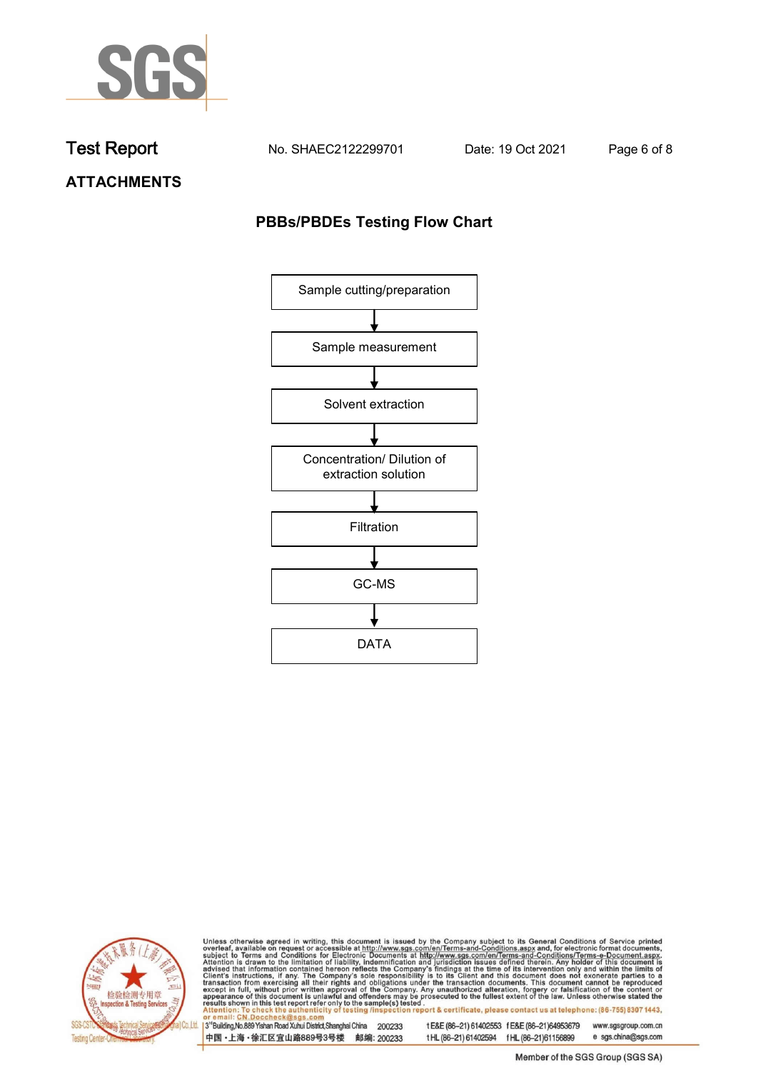Test Report No. SHAEC2122299701 Date: 19 Oct 2021

## ATTACHMENTS

### PBBs/PBDEs Testing Flow Chart

Sample cutting/preparation

↓

Sample measurement

↓

Solvent extraction

↓

Concentration/ Dilution of extraction solution

↓

Filtration

↓

GC-MS

↓

DATA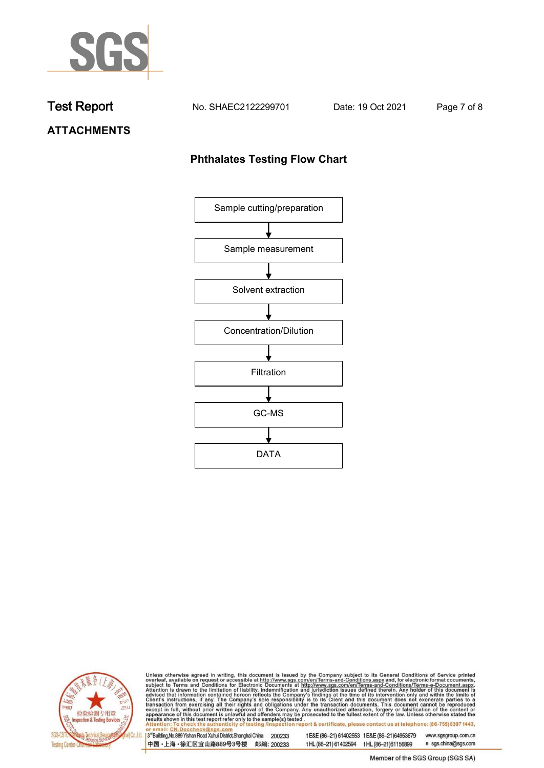# Test Report

No. SHAEC2122299701 Date: 19 Oct 2021

## ATTACHMENTS

### Phthalates Testing Flow Chart

Sample cutting/preparation

↓

Sample measurement

↓

Solvent extraction

↓

Concentration/Dilution

↓

Filtration

↓

GC-MS

↓

DATA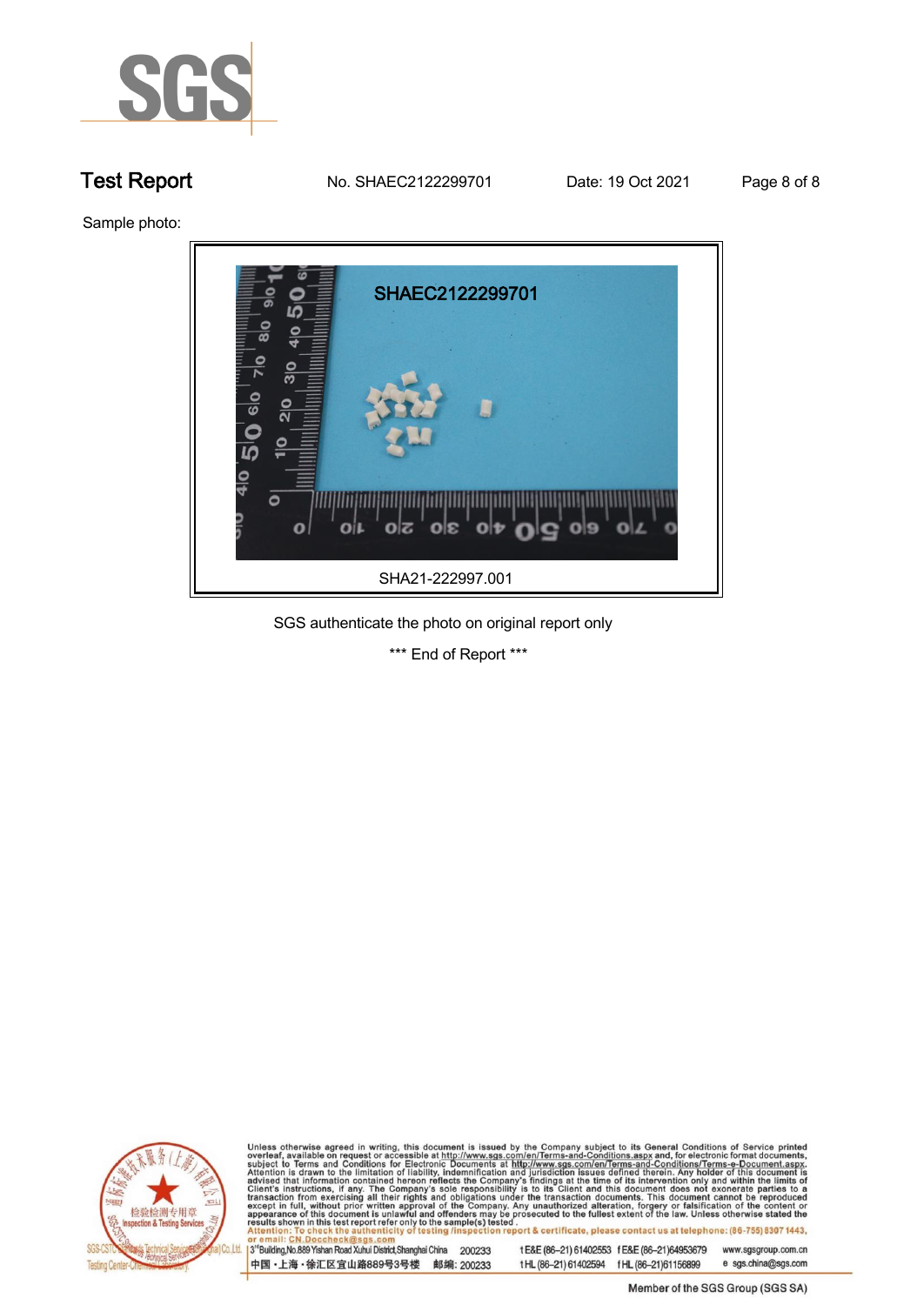Sample photo:

SHAEC2122299701

SHA21-222997.001

SGS authenticate the photo on original report only

\*\*\* End of Report \*\*\*